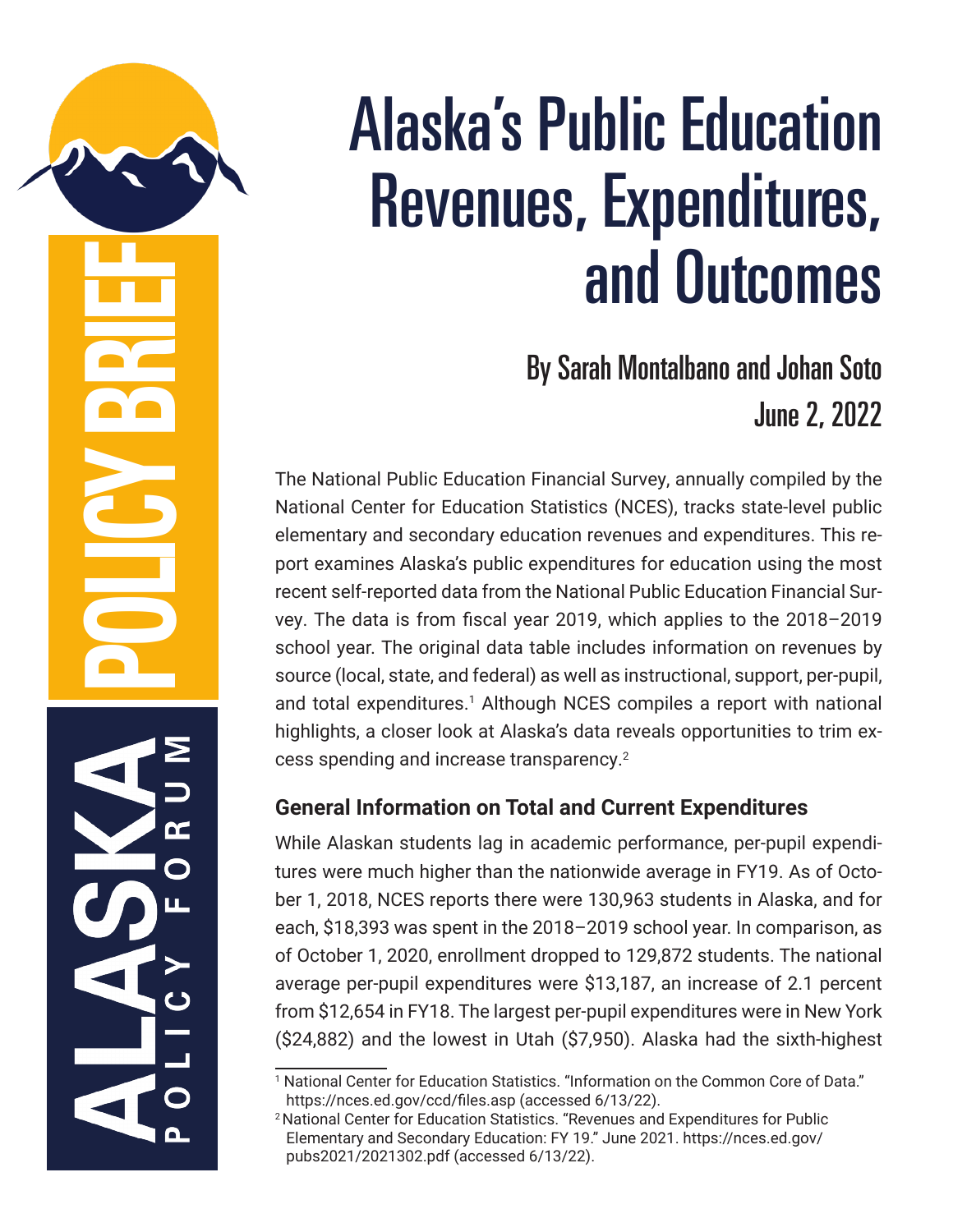# Alaska's Public Education Revenues, Expenditures, and Outcomes

By Sarah Montalbano and Johan Soto

June 2, 2022

The National Public Education Financial Survey, annually compiled by the National Center for Education Statistics (NCES), tracks state-level public elementary and secondary education revenues and expenditures. This report examines Alaska's public expenditures for education using the most recent self-reported data from the National Public Education Financial Survey. The data is from fiscal year 2019, which applies to the 2018–2019 school year. The original data table includes information on revenues by source (local, state, and federal) as well as instructional, support, per-pupil, and total expenditures.[1] Although NCES compiles a report with national highlights, a closer look at Alaska's data reveals opportunities to trim excess spending and increase transparency.[2]

## General Information on Total and Current Expenditures

While Alaskan students lag in academic performance, per-pupil expenditures were much higher than the nationwide average in FY19. As of October 1, 2018, NCES reports there were 130,963 students in Alaska, and for each, $18,393 was spent in the 2018–2019 school year. In comparison, as of October 1, 2020, enrollment dropped to 129,872 students. The national average per-pupil expenditures were $13,187, an increase of 2.1 percent from $12,654 in FY18. The largest per-pupil expenditures were in New York ($24,882) and the lowest in Utah ($7,950). Alaska had the sixth-highest

[1] National Center for Education Statistics. "Information on the Common Core of Data." https://nces.ed.gov/ccd/files.asp (accessed 6/13/22).

[2] National Center for Education Statistics. "Revenues and Expenditures for Public Elementary and Secondary Education: FY 19." June 2021. https://nces.ed.gov/pubs2021/2021302.pdf (accessed 6/13/22).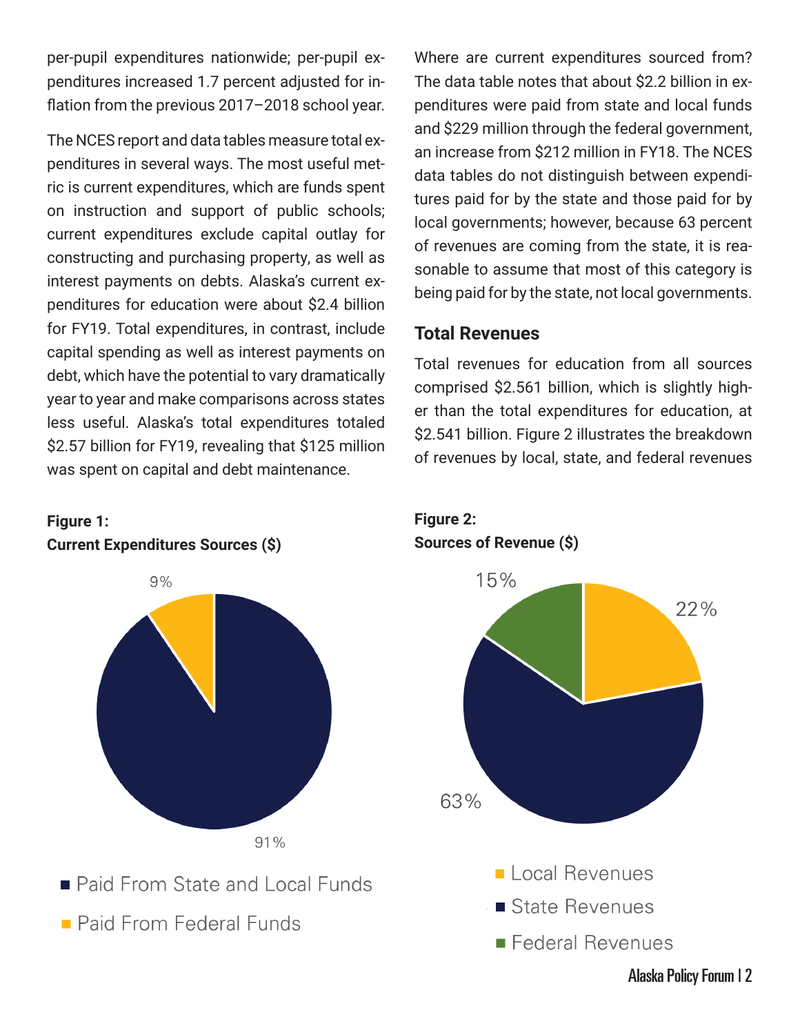per-pupil expenditures nationwide; per-pupil expenditures increased 1.7 percent adjusted for inflation from the previous 2017–2018 school year.

The NCES report and data tables measure total expenditures in several ways. The most useful metric is current expenditures, which are funds spent on instruction and support of public schools; current expenditures exclude capital outlay for constructing and purchasing property, as well as interest payments on debts. Alaska's current expenditures for education were about $2.4 billion for FY19. Total expenditures, in contrast, include capital spending as well as interest payments on debt, which have the potential to vary dramatically year to year and make comparisons across states less useful. Alaska's total expenditures totaled $2.57 billion for FY19, revealing that $125 million was spent on capital and debt maintenance.

Where are current expenditures sourced from? The data table notes that about $2.2 billion in expenditures were paid from state and local funds and $229 million through the federal government, an increase from $212 million in FY18. The NCES data tables do not distinguish between expenditures paid for by the state and those paid for by local governments; however, because 63 percent of revenues are coming from the state, it is reasonable to assume that most of this category is being paid for by the state, not local governments.

## Total Revenues

Total revenues for education from all sources comprised $2.561 billion, which is slightly higher than the total expenditures for education, at $2.541 billion. Figure 2 illustrates the breakdown of revenues by local, state, and federal revenues

**Figure 1:**
**Current Expenditures Sources ($)**

9%

91%

Paid From State and Local Funds

Paid From Federal Funds

**Figure 2:**
**Sources of Revenue ($)**

15%

22%

63%

Local Revenues

State Revenues

Federal Revenues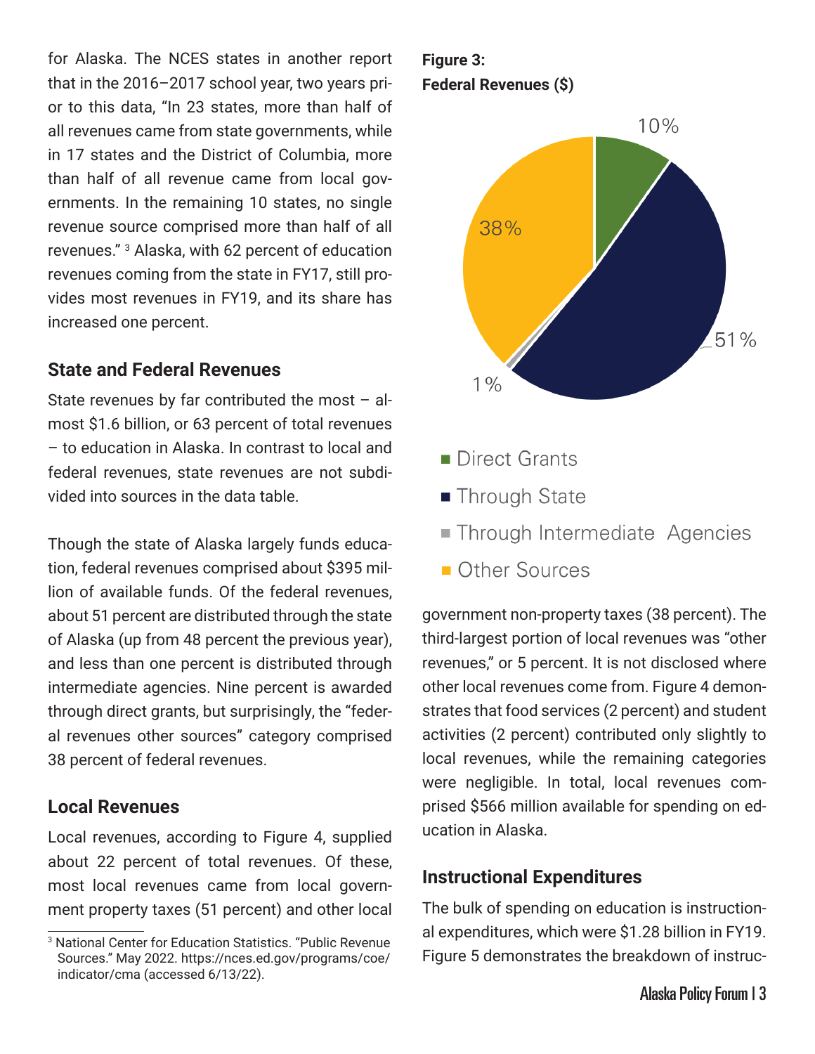for Alaska. The NCES states in another report that in the 2016–2017 school year, two years prior to this data, "In 23 states, more than half of all revenues came from state governments, while in 17 states and the District of Columbia, more than half of all revenue came from local governments. In the remaining 10 states, no single revenue source comprised more than half of all revenues." [3] Alaska, with 62 percent of education revenues coming from the state in FY17, still provides most revenues in FY19, and its share has increased one percent.

## State and Federal Revenues

State revenues by far contributed the most – almost $1.6 billion, or 63 percent of total revenues – to education in Alaska. In contrast to local and federal revenues, state revenues are not subdivided into sources in the data table.

Though the state of Alaska largely funds education, federal revenues comprised about $395 million of available funds. Of the federal revenues, about 51 percent are distributed through the state of Alaska (up from 48 percent the previous year), and less than one percent is distributed through intermediate agencies. Nine percent is awarded through direct grants, but surprisingly, the "federal revenues other sources" category comprised 38 percent of federal revenues.

**Figure 3:**
**Federal Revenues ($)**

10%
38%
51%
1%

Direct Grants
Through State
Through Intermediate Agencies
Other Sources

## Local Revenues

Local revenues, according to Figure 4, supplied about 22 percent of total revenues. Of these, most local revenues came from local government property taxes (51 percent) and other local government non-property taxes (38 percent). The third-largest portion of local revenues was "other revenues," or 5 percent. It is not disclosed where other local revenues come from. Figure 4 demonstrates that food services (2 percent) and student activities (2 percent) contributed only slightly to local revenues, while the remaining categories were negligible. In total, local revenues comprised $566 million available for spending on education in Alaska.

## Instructional Expenditures

The bulk of spending on education is instructional expenditures, which were $1.28 billion in FY19. Figure 5 demonstrates the breakdown of instruc-

[3] National Center for Education Statistics. "Public Revenue Sources." May 2022. https://nces.ed.gov/programs/coe/indicator/cma (accessed 6/13/22).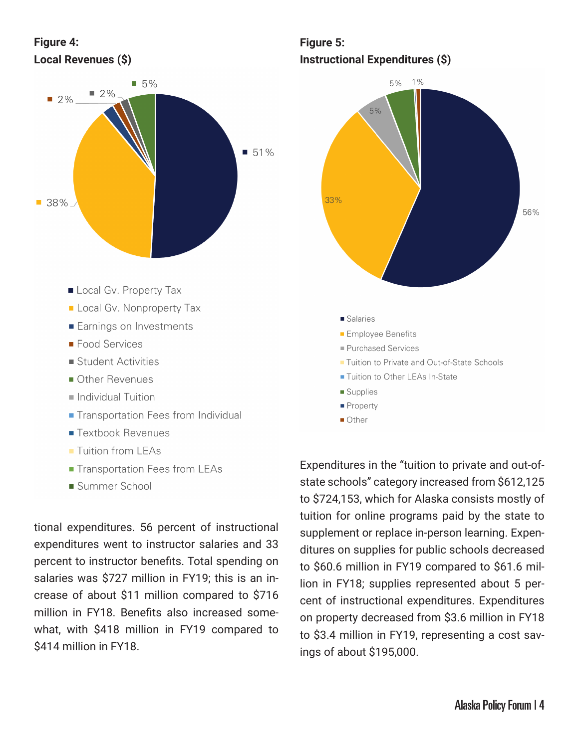**Figure 4:**
**Local Revenues ($)**

2%
2%
5%
51%
38%

- Local Gv. Property Tax
- Local Gv. Nonproperty Tax
- Earnings on Investments
- Food Services
- Student Activities
- Other Revenues
- Individual Tuition
- Transportation Fees from Individual
- Textbook Revenues
- Tuition from LEAs
- Transportation Fees from LEAs
- Summer School

tional expenditures. 56 percent of instructional expenditures went to instructor salaries and 33 percent to instructor benefits. Total spending on salaries was $727 million in FY19; this is an increase of about $11 million compared to $716 million in FY18. Benefits also increased somewhat, with $418 million in FY19 compared to $414 million in FY18.

**Figure 5:**
**Instructional Expenditures ($)**

5%
1%
5%
33%
56%

- Salaries
- Employee Benefits
- Purchased Services
- Tuition to Private and Out-of-State Schools
- Tuition to Other LEAs In-State
- Supplies
- Property
- Other

Expenditures in the "tuition to private and out-of-state schools" category increased from $612,125 to $724,153, which for Alaska consists mostly of tuition for online programs paid by the state to supplement or replace in-person learning. Expenditures on supplies for public schools decreased to $60.6 million in FY19 compared to $61.6 million in FY18; supplies represented about 5 percent of instructional expenditures. Expenditures on property decreased from $3.6 million in FY18 to $3.4 million in FY19, representing a cost savings of about $195,000.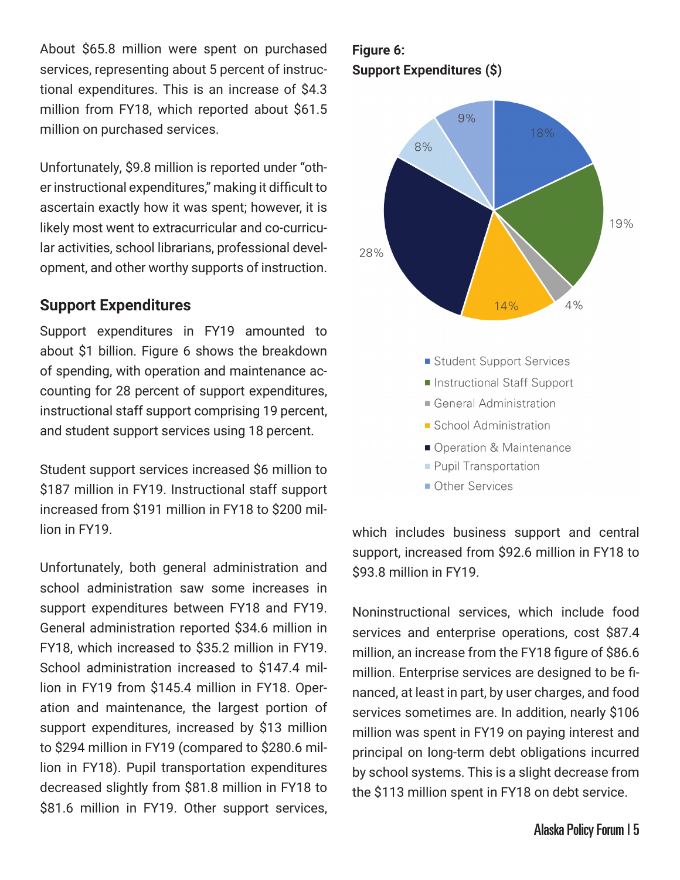About $65.8 million were spent on purchased services, representing about 5 percent of instructional expenditures. This is an increase of $4.3 million from FY18, which reported about $61.5 million on purchased services.

Unfortunately, $9.8 million is reported under "other instructional expenditures," making it difficult to ascertain exactly how it was spent; however, it is likely most went to extracurricular and co-curricular activities, school librarians, professional development, and other worthy supports of instruction.

## Support Expenditures

Support expenditures in FY19 amounted to about $1 billion. Figure 6 shows the breakdown of spending, with operation and maintenance accounting for 28 percent of support expenditures, instructional staff support comprising 19 percent, and student support services using 18 percent.

Student support services increased $6 million to $187 million in FY19. Instructional staff support increased from $191 million in FY18 to $200 million in FY19.

Unfortunately, both general administration and school administration saw some increases in support expenditures between FY18 and FY19. General administration reported $34.6 million in FY18, which increased to $35.2 million in FY19. School administration increased to $147.4 million in FY19 from $145.4 million in FY18. Operation and maintenance, the largest portion of support expenditures, increased by $13 million to $294 million in FY19 (compared to $280.6 million in FY18). Pupil transportation expenditures decreased slightly from $81.8 million in FY18 to $81.6 million in FY19. Other support services, which includes business support and central support, increased from $92.6 million in FY18 to $93.8 million in FY19.

**Figure 6:**
**Support Expenditures ($)**

18%
19%
4%
14%
28%
8%
9%

Student Support Services
Instructional Staff Support
General Administration
School Administration
Operation & Maintenance
Pupil Transportation
Other Services

Noninstructional services, which include food services and enterprise operations, cost $87.4 million, an increase from the FY18 figure of $86.6 million. Enterprise services are designed to be financed, at least in part, by user charges, and food services sometimes are. In addition, nearly $106 million was spent in FY19 on paying interest and principal on long-term debt obligations incurred by school systems. This is a slight decrease from the $113 million spent in FY18 on debt service.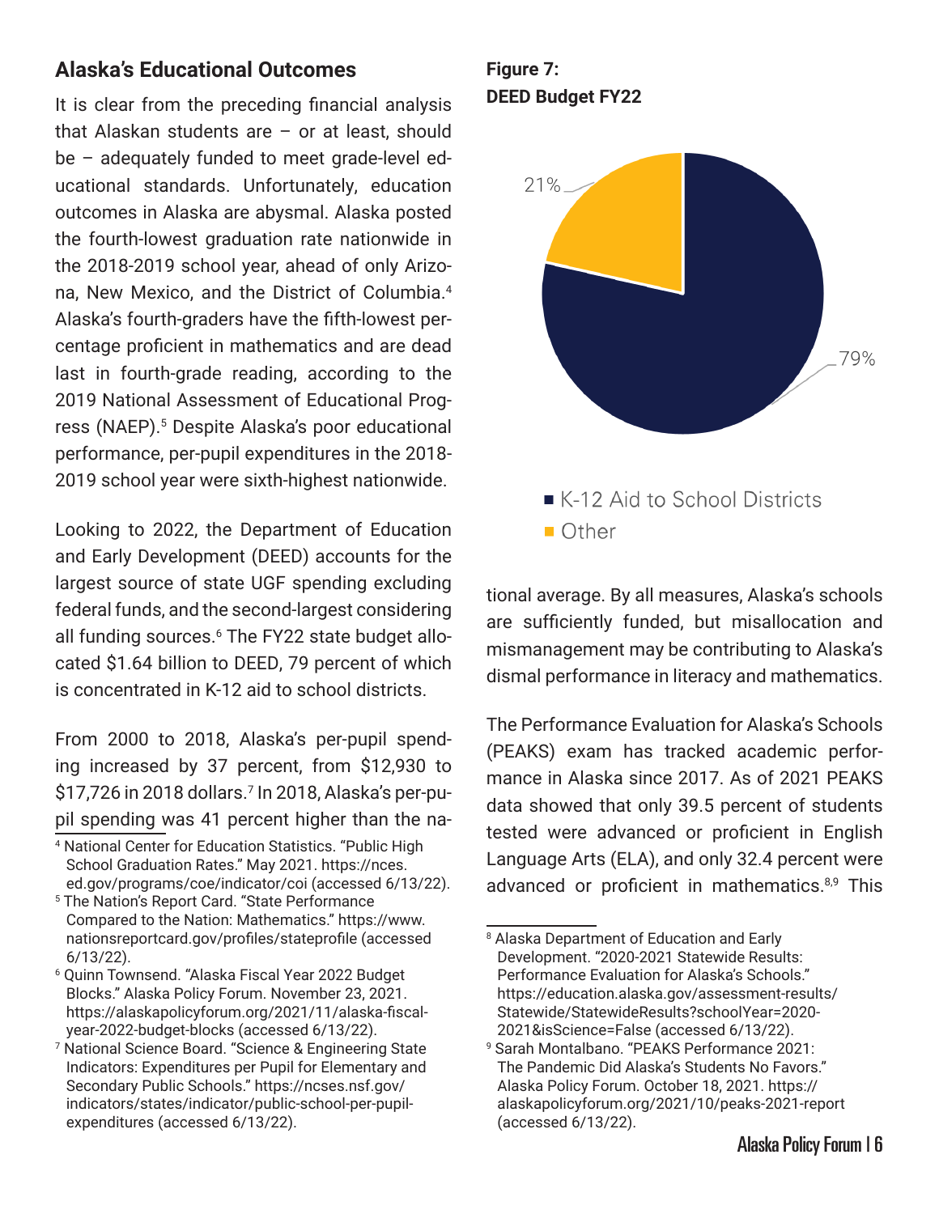## Alaska's Educational Outcomes

It is clear from the preceding financial analysis that Alaskan students are – or at least, should be – adequately funded to meet grade-level educational standards. Unfortunately, education outcomes in Alaska are abysmal. Alaska posted the fourth-lowest graduation rate nationwide in the 2018-2019 school year, ahead of only Arizona, New Mexico, and the District of Columbia.[4] Alaska's fourth-graders have the fifth-lowest percentage proficient in mathematics and are dead last in fourth-grade reading, according to the 2019 National Assessment of Educational Progress (NAEP).[5] Despite Alaska's poor educational performance, per-pupil expenditures in the 2018-2019 school year were sixth-highest nationwide.

Looking to 2022, the Department of Education and Early Development (DEED) accounts for the largest source of state UGF spending excluding federal funds, and the second-largest considering all funding sources.[6] The FY22 state budget allocated $1.64 billion to DEED, 79 percent of which is concentrated in K-12 aid to school districts.

**Figure 7:**
**DEED Budget FY22**

21%
79%

K-12 Aid to School Districts
Other

From 2000 to 2018, Alaska's per-pupil spending increased by 37 percent, from $12,930 to $17,726 in 2018 dollars.[7] In 2018, Alaska's per-pupil spending was 41 percent higher than the national average. By all measures, Alaska's schools are sufficiently funded, but misallocation and mismanagement may be contributing to Alaska's dismal performance in literacy and mathematics.

The Performance Evaluation for Alaska's Schools (PEAKS) exam has tracked academic performance in Alaska since 2017. As of 2021 PEAKS data showed that only 39.5 percent of students tested were advanced or proficient in English Language Arts (ELA), and only 32.4 percent were advanced or proficient in mathematics.[8,9] This

---

[4] National Center for Education Statistics. "Public High School Graduation Rates." May 2021. https://nces.ed.gov/programs/coe/indicator/coi (accessed 6/13/22).

[5] The Nation's Report Card. "State Performance Compared to the Nation: Mathematics." https://www.nationsreportcard.gov/profiles/stateprofile (accessed 6/13/22).

[6] Quinn Townsend. "Alaska Fiscal Year 2022 Budget Blocks." Alaska Policy Forum. November 23, 2021. https://alaskapolicyforum.org/2021/11/alaska-fiscal-year-2022-budget-blocks (accessed 6/13/22).

[7] National Science Board. "Science & Engineering State Indicators: Expenditures per Pupil for Elementary and Secondary Public Schools." https://ncses.nsf.gov/indicators/states/indicator/public-school-per-pupil-expenditures (accessed 6/13/22).

[8] Alaska Department of Education and Early Development. "2020-2021 Statewide Results: Performance Evaluation for Alaska's Schools." https://education.alaska.gov/assessment-results/Statewide/StatewideResults?schoolYear=2020-2021&isScience=False (accessed 6/13/22).

[9] Sarah Montalbano. "PEAKS Performance 2021: The Pandemic Did Alaska's Students No Favors." Alaska Policy Forum. October 18, 2021. https://alaskapolicyforum.org/2021/10/peaks-2021-report (accessed 6/13/22).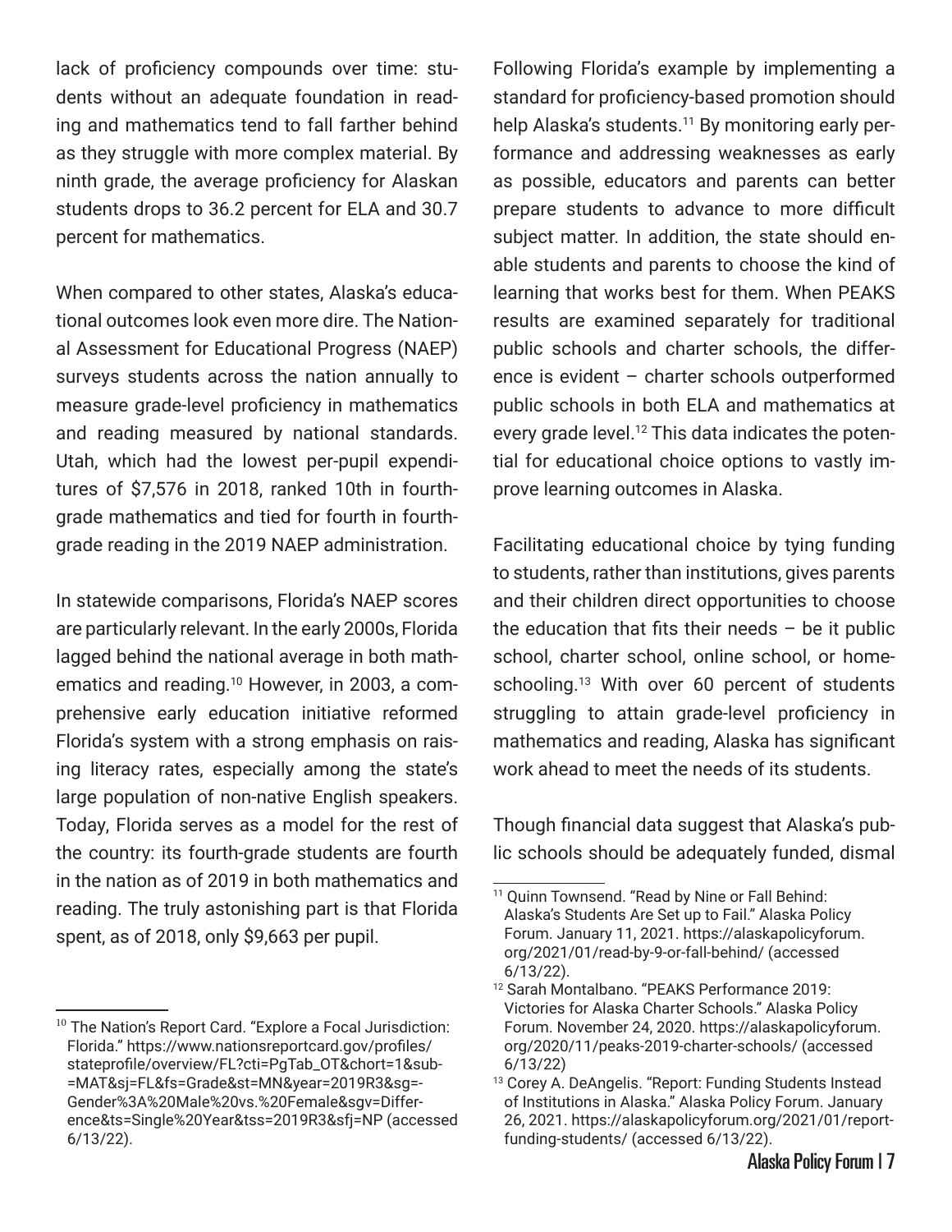lack of proficiency compounds over time: students without an adequate foundation in reading and mathematics tend to fall farther behind as they struggle with more complex material. By ninth grade, the average proficiency for Alaskan students drops to 36.2 percent for ELA and 30.7 percent for mathematics.

When compared to other states, Alaska's educational outcomes look even more dire. The National Assessment for Educational Progress (NAEP) surveys students across the nation annually to measure grade-level proficiency in mathematics and reading measured by national standards. Utah, which had the lowest per-pupil expenditures of $7,576 in 2018, ranked 10th in fourth-grade mathematics and tied for fourth in fourth-grade reading in the 2019 NAEP administration.

In statewide comparisons, Florida's NAEP scores are particularly relevant. In the early 2000s, Florida lagged behind the national average in both mathematics and reading.[10] However, in 2003, a comprehensive early education initiative reformed Florida's system with a strong emphasis on raising literacy rates, especially among the state's large population of non-native English speakers. Today, Florida serves as a model for the rest of the country: its fourth-grade students are fourth in the nation as of 2019 in both mathematics and reading. The truly astonishing part is that Florida spent, as of 2018, only $9,663 per pupil.

Following Florida's example by implementing a standard for proficiency-based promotion should help Alaska's students.[11] By monitoring early performance and addressing weaknesses as early as possible, educators and parents can better prepare students to advance to more difficult subject matter. In addition, the state should enable students and parents to choose the kind of learning that works best for them. When PEAKS results are examined separately for traditional public schools and charter schools, the difference is evident – charter schools outperformed public schools in both ELA and mathematics at every grade level.[12] This data indicates the potential for educational choice options to vastly improve learning outcomes in Alaska.

Facilitating educational choice by tying funding to students, rather than institutions, gives parents and their children direct opportunities to choose the education that fits their needs – be it public school, charter school, online school, or homeschooling.[13] With over 60 percent of students struggling to attain grade-level proficiency in mathematics and reading, Alaska has significant work ahead to meet the needs of its students.

Though financial data suggest that Alaska's public schools should be adequately funded, dismal

---

[10] The Nation's Report Card. "Explore a Focal Jurisdiction: Florida." https://www.nationsreportcard.gov/profiles/stateprofile/overview/FL?cti=PgTab_OT&chort=1&sub=MAT&sj=FL&fs=Grade&st=MN&year=2019R3&sg=Gender%3A%20Male%20vs.%20Female&sgv=Difference&ts=Single%20Year&tss=2019R3&sfj=NP (accessed 6/13/22).

[11] Quinn Townsend. "Read by Nine or Fall Behind: Alaska's Students Are Set up to Fail." Alaska Policy Forum. January 11, 2021. https://alaskapolicyforum.org/2021/01/read-by-9-or-fall-behind/ (accessed 6/13/22).

[12] Sarah Montalbano. "PEAKS Performance 2019: Victories for Alaska Charter Schools." Alaska Policy Forum. November 24, 2020. https://alaskapolicyforum.org/2020/11/peaks-2019-charter-schools/ (accessed 6/13/22)

[13] Corey A. DeAngelis. "Report: Funding Students Instead of Institutions in Alaska." Alaska Policy Forum. January 26, 2021. https://alaskapolicyforum.org/2021/01/report-funding-students/ (accessed 6/13/22).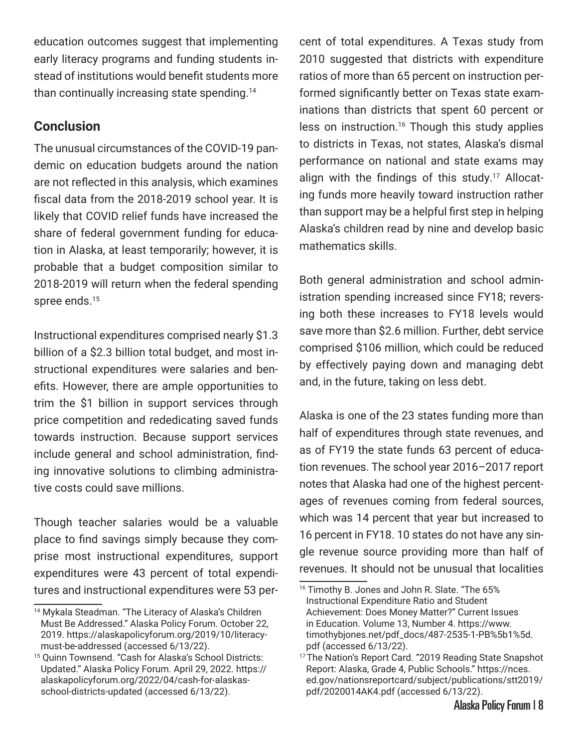education outcomes suggest that implementing early literacy programs and funding students instead of institutions would benefit students more than continually increasing state spending.[14]

## Conclusion

The unusual circumstances of the COVID-19 pandemic on education budgets around the nation are not reflected in this analysis, which examines fiscal data from the 2018-2019 school year. It is likely that COVID relief funds have increased the share of federal government funding for education in Alaska, at least temporarily; however, it is probable that a budget composition similar to 2018-2019 will return when the federal spending spree ends.[15]

Instructional expenditures comprised nearly $1.3 billion of a $2.3 billion total budget, and most instructional expenditures were salaries and benefits. However, there are ample opportunities to trim the $1 billion in support services through price competition and rededicating saved funds towards instruction. Because support services include general and school administration, finding innovative solutions to climbing administrative costs could save millions.

Though teacher salaries would be a valuable place to find savings simply because they comprise most instructional expenditures, support expenditures were 43 percent of total expenditures and instructional expenditures were 53 percent of total expenditures. A Texas study from 2010 suggested that districts with expenditure ratios of more than 65 percent on instruction performed significantly better on Texas state examinations than districts that spent 60 percent or less on instruction.[16] Though this study applies to districts in Texas, not states, Alaska's dismal performance on national and state exams may align with the findings of this study.[17] Allocating funds more heavily toward instruction rather than support may be a helpful first step in helping Alaska's children read by nine and develop basic mathematics skills.

Both general administration and school administration spending increased since FY18; reversing both these increases to FY18 levels would save more than $2.6 million. Further, debt service comprised $106 million, which could be reduced by effectively paying down and managing debt and, in the future, taking on less debt.

Alaska is one of the 23 states funding more than half of expenditures through state revenues, and as of FY19 the state funds 63 percent of education revenues. The school year 2016–2017 report notes that Alaska had one of the highest percentages of revenues coming from federal sources, which was 14 percent that year but increased to 16 percent in FY18. 10 states do not have any single revenue source providing more than half of revenues. It should not be unusual that localities

---

[14] Mykala Steadman. "The Literacy of Alaska's Children Must Be Addressed." Alaska Policy Forum. October 22, 2019. https://alaskapolicyforum.org/2019/10/literacy-must-be-addressed (accessed 6/13/22).

[15] Quinn Townsend. "Cash for Alaska's School Districts: Updated." Alaska Policy Forum. April 29, 2022. https://alaskapolicyforum.org/2022/04/cash-for-alaskas-school-districts-updated (accessed 6/13/22).

[16] Timothy B. Jones and John R. Slate. "The 65% Instructional Expenditure Ratio and Student Achievement: Does Money Matter?" Current Issues in Education. Volume 13, Number 4. https://www.timothybjones.net/pdf_docs/487-2535-1-PB%5b1%5d.pdf (accessed 6/13/22).

[17] The Nation's Report Card. "2019 Reading State Snapshot Report: Alaska, Grade 4, Public Schools." https://nces.ed.gov/nationsreportcard/subject/publications/stt2019/pdf/2020014AK4.pdf (accessed 6/13/22).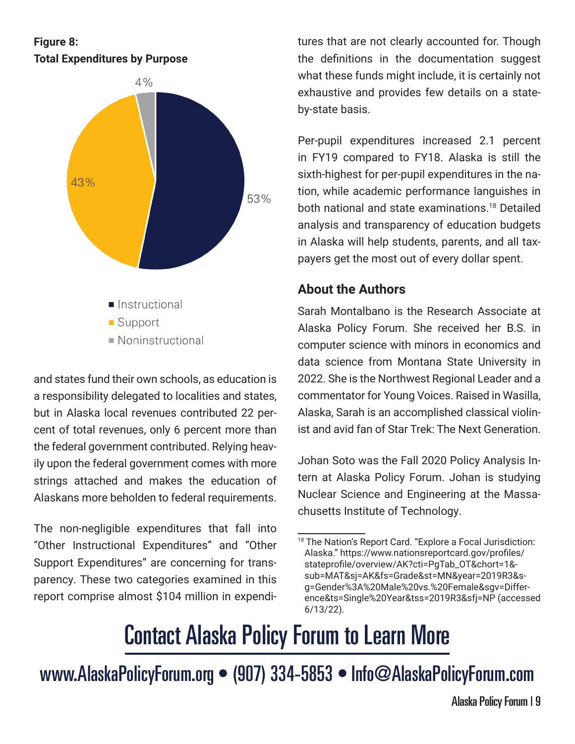**Figure 8:**
**Total Expenditures by Purpose**

4%

43%

53%

Instructional
Support
Noninstructional

and states fund their own schools, as education is a responsibility delegated to localities and states, but in Alaska local revenues contributed 22 percent of total revenues, only 6 percent more than the federal government contributed. Relying heavily upon the federal government comes with more strings attached and makes the education of Alaskans more beholden to federal requirements.

The non-negligible expenditures that fall into "Other Instructional Expenditures" and "Other Support Expenditures" are concerning for transparency. These two categories examined in this report comprise almost $104 million in expenditures that are not clearly accounted for. Though the definitions in the documentation suggest what these funds might include, it is certainly not exhaustive and provides few details on a state-by-state basis.

Per-pupil expenditures increased 2.1 percent in FY19 compared to FY18. Alaska is still the sixth-highest for per-pupil expenditures in the nation, while academic performance languishes in both national and state examinations.[18] Detailed analysis and transparency of education budgets in Alaska will help students, parents, and all taxpayers get the most out of every dollar spent.

## About the Authors

Sarah Montalbano is the Research Associate at Alaska Policy Forum. She received her B.S. in computer science with minors in economics and data science from Montana State University in 2022. She is the Northwest Regional Leader and a commentator for Young Voices. Raised in Wasilla, Alaska, Sarah is an accomplished classical violinist and avid fan of Star Trek: The Next Generation.

Johan Soto was the Fall 2020 Policy Analysis Intern at Alaska Policy Forum. Johan is studying Nuclear Science and Engineering at the Massachusetts Institute of Technology.

[18] The Nation's Report Card. "Explore a Focal Jurisdiction: Alaska." https://www.nationsreportcard.gov/profiles/stateprofile/overview/AK?cti=PgTab_OT&chort=1&sub=MAT&sj=AK&fs=Grade&st=MN&year=2019R3&sg=Gender%3A%20Male%20vs.%20Female&sgv=Difference&ts=Single%20Year&tss=2019R3&sfj=NP (accessed 6/13/22).

## Contact Alaska Policy Forum to Learn More

www.AlaskaPolicyForum.org • (907) 334-5853 • Info@AlaskaPolicyForum.com